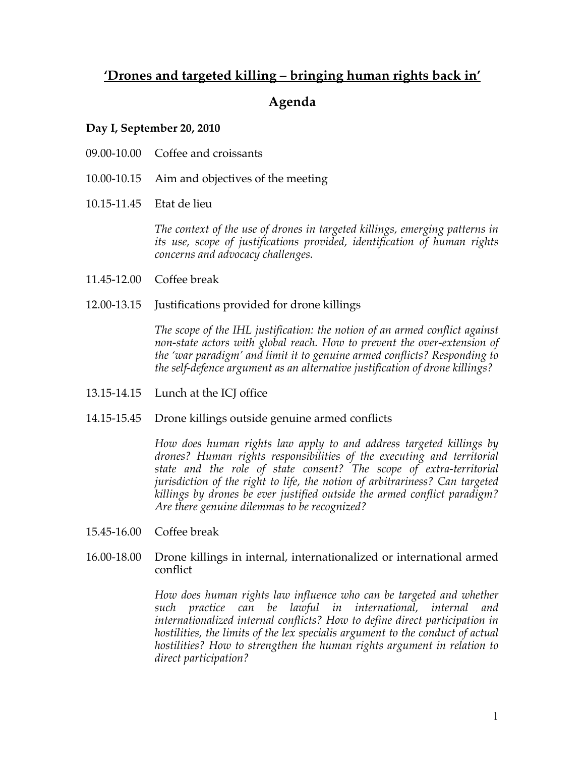# **‘Drones and targeted killing – bringing human rights back in’**

## Agenda

**Day I, September 20, 2010**

09.00-10.00 Coffee and croissants

10.00-10.15 Aim and objectives of the meeting

10.15-11.45 Etat de lieu

*The context of the use of drones in targeted killings, emerging patterns in its use, scope of justifications provided, identification of human rights concerns and advocacy challenges.*

11.45-12.00 Coffee break

12.00-13.15 Justifications provided for drone killings

*The scope of the IHL justification: the notion of an armed conflict against non-state actors with global reach. How to prevent the over-extension of the ‘war paradigm’ and limit it to genuine armed conflicts? Responding to the self-defence argument as an alternative justification of drone killings?*

13.15-14.15 Lunch at the ICJ office

14.15-15.45 Drone killings outside genuine armed conflicts

*How does human rights law apply to and address targeted killings by drones? Human rights responsibilities of the executing and territorial state and the role of state consent? The scope of extra-territorial jurisdiction of the right to life, the notion of arbitrariness? Can targeted killings by drones be ever justified outside the armed conflict paradigm? Are there genuine dilemmas to be recognized?*

15.45-16.00 Coffee break

16.00-18.00 Drone killings in internal, internationalized or international armed conflict

*How does human rights law influence who can be targeted and whether such practice can be lawful in international, internal and internationalized internal conflicts? How to define direct participation in hostilities, the limits of the lex specialis argument to the conduct of actual hostilities? How to strengthen the human rights argument in relation to direct participation?*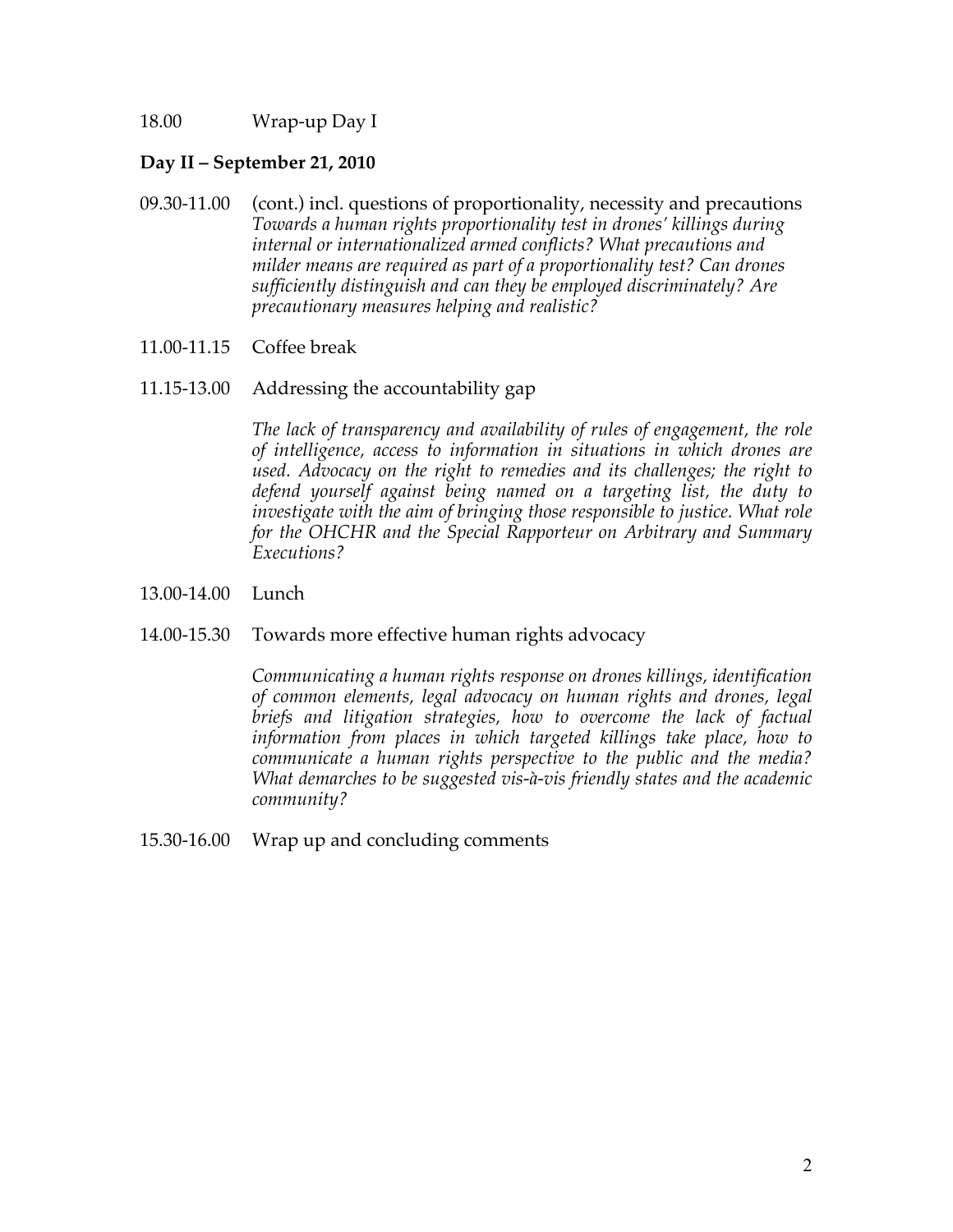18.00 Wrap-up Day I

**Day II – September 21, 2010**

09.30-11.00 (cont.) incl. questions of proportionality, necessity and precautions
*Towards a human rights proportionality test in drones' killings during internal or internationalized armed conflicts? What precautions and milder means are required as part of a proportionality test? Can drones sufficiently distinguish and can they be employed discriminately? Are precautionary measures helping and realistic?*

11.00-11.15 Coffee break

11.15-13.00 Addressing the accountability gap

*The lack of transparency and availability of rules of engagement, the role of intelligence, access to information in situations in which drones are used. Advocacy on the right to remedies and its challenges; the right to defend yourself against being named on a targeting list, the duty to investigate with the aim of bringing those responsible to justice. What role for the OHCHR and the Special Rapporteur on Arbitrary and Summary Executions?*

13.00-14.00 Lunch

14.00-15.30 Towards more effective human rights advocacy

*Communicating a human rights response on drones killings, identification of common elements, legal advocacy on human rights and drones, legal briefs and litigation strategies, how to overcome the lack of factual information from places in which targeted killings take place, how to communicate a human rights perspective to the public and the media? What demarches to be suggested vis-à-vis friendly states and the academic community?*

15.30-16.00 Wrap up and concluding comments